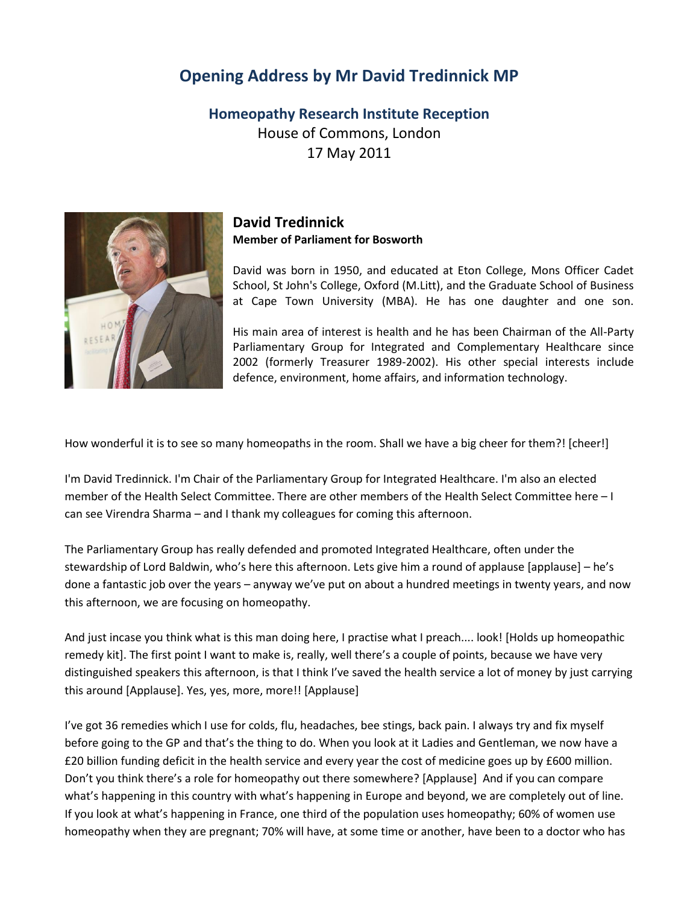# Opening Address by Mr David Tredinnick MP

## Homeopathy Research Institute Reception

House of Commons, London
17 May 2011

### David Tredinnick

**Member of Parliament for Bosworth**

David was born in 1950, and educated at Eton College, Mons Officer Cadet School, St John's College, Oxford (M.Litt), and the Graduate School of Business at Cape Town University (MBA). He has one daughter and one son.

His main area of interest is health and he has been Chairman of the All-Party Parliamentary Group for Integrated and Complementary Healthcare since 2002 (formerly Treasurer 1989-2002). His other special interests include defence, environment, home affairs, and information technology.

How wonderful it is to see so many homeopaths in the room. Shall we have a big cheer for them?! [cheer!]

I'm David Tredinnick. I'm Chair of the Parliamentary Group for Integrated Healthcare. I'm also an elected member of the Health Select Committee. There are other members of the Health Select Committee here – I can see Virendra Sharma – and I thank my colleagues for coming this afternoon.

The Parliamentary Group has really defended and promoted Integrated Healthcare, often under the stewardship of Lord Baldwin, who's here this afternoon. Lets give him a round of applause [applause] – he's done a fantastic job over the years – anyway we've put on about a hundred meetings in twenty years, and now this afternoon, we are focusing on homeopathy.

And just incase you think what is this man doing here, I practise what I preach.... look! [Holds up homeopathic remedy kit]. The first point I want to make is, really, well there's a couple of points, because we have very distinguished speakers this afternoon, is that I think I've saved the health service a lot of money by just carrying this around [Applause]. Yes, yes, more, more!! [Applause]

I've got 36 remedies which I use for colds, flu, headaches, bee stings, back pain. I always try and fix myself before going to the GP and that's the thing to do. When you look at it Ladies and Gentleman, we now have a £20 billion funding deficit in the health service and every year the cost of medicine goes up by £600 million. Don't you think there's a role for homeopathy out there somewhere? [Applause] And if you can compare what's happening in this country with what's happening in Europe and beyond, we are completely out of line. If you look at what's happening in France, one third of the population uses homeopathy; 60% of women use homeopathy when they are pregnant; 70% will have, at some time or another, have been to a doctor who has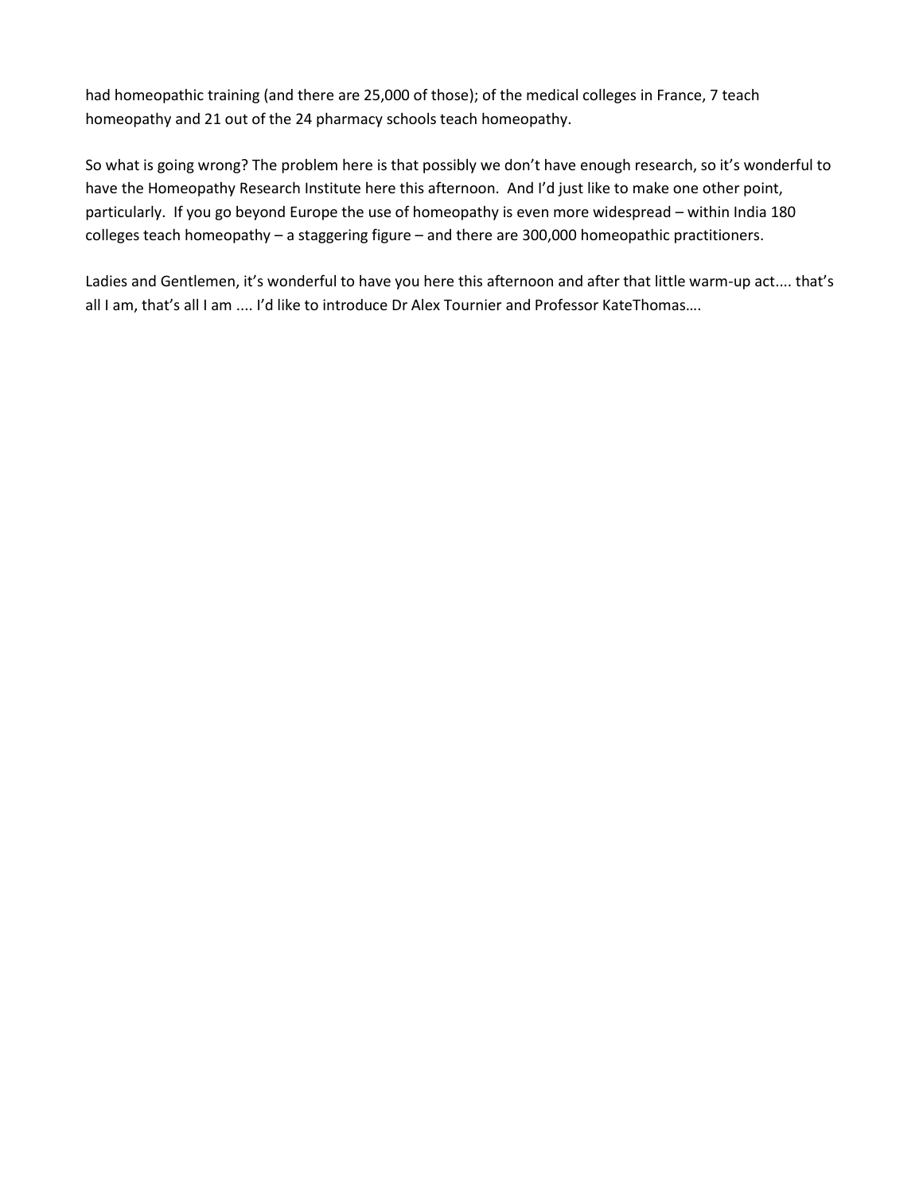had homeopathic training (and there are 25,000 of those); of the medical colleges in France, 7 teach homeopathy and 21 out of the 24 pharmacy schools teach homeopathy.

So what is going wrong? The problem here is that possibly we don't have enough research, so it's wonderful to have the Homeopathy Research Institute here this afternoon. And I'd just like to make one other point, particularly. If you go beyond Europe the use of homeopathy is even more widespread – within India 180 colleges teach homeopathy – a staggering figure – and there are 300,000 homeopathic practitioners.

Ladies and Gentlemen, it's wonderful to have you here this afternoon and after that little warm-up act.... that's all I am, that's all I am .... I'd like to introduce Dr Alex Tournier and Professor KateThomas….